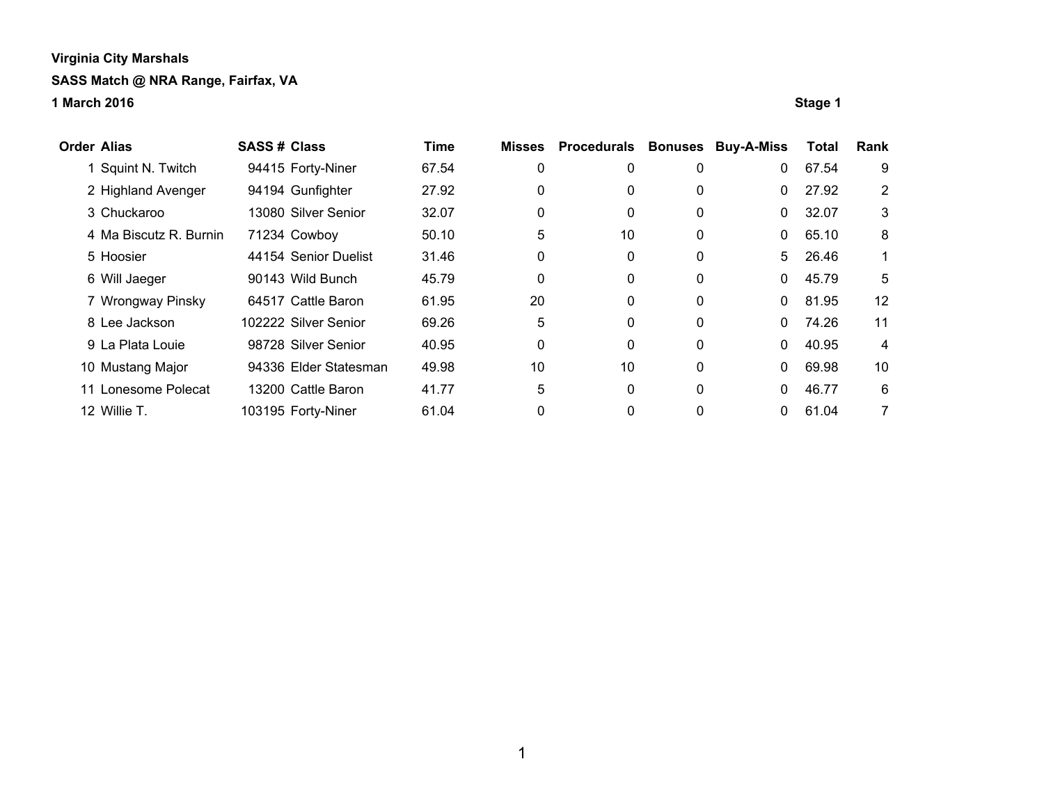**Virginia City Marshals**

**SASS Match @ NRA Range, Fairfax, VA**

**1 March 2016**

**Stage 1**

| Order | Alias | SASS # | Class | Time | Misses | Procedurals | Bonuses | Buy-A-Miss | Total | Rank |
|---|---|---|---|---|---|---|---|---|---|---|
| 1 | Squint N. Twitch | 94415 | Forty-Niner | 67.54 | 0 | 0 | 0 | 0 | 67.54 | 9 |
| 2 | Highland Avenger | 94194 | Gunfighter | 27.92 | 0 | 0 | 0 | 0 | 27.92 | 2 |
| 3 | Chuckaroo | 13080 | Silver Senior | 32.07 | 0 | 0 | 0 | 0 | 32.07 | 3 |
| 4 | Ma Biscutz R. Burnin | 71234 | Cowboy | 50.10 | 5 | 10 | 0 | 0 | 65.10 | 8 |
| 5 | Hoosier | 44154 | Senior Duelist | 31.46 | 0 | 0 | 0 | 5 | 26.46 | 1 |
| 6 | Will Jaeger | 90143 | Wild Bunch | 45.79 | 0 | 0 | 0 | 0 | 45.79 | 5 |
| 7 | Wrongway Pinsky | 64517 | Cattle Baron | 61.95 | 20 | 0 | 0 | 0 | 81.95 | 12 |
| 8 | Lee Jackson | 102222 | Silver Senior | 69.26 | 5 | 0 | 0 | 0 | 74.26 | 11 |
| 9 | La Plata Louie | 98728 | Silver Senior | 40.95 | 0 | 0 | 0 | 0 | 40.95 | 4 |
| 10 | Mustang Major | 94336 | Elder Statesman | 49.98 | 10 | 10 | 0 | 0 | 69.98 | 10 |
| 11 | Lonesome Polecat | 13200 | Cattle Baron | 41.77 | 5 | 0 | 0 | 0 | 46.77 | 6 |
| 12 | Willie T. | 103195 | Forty-Niner | 61.04 | 0 | 0 | 0 | 0 | 61.04 | 7 |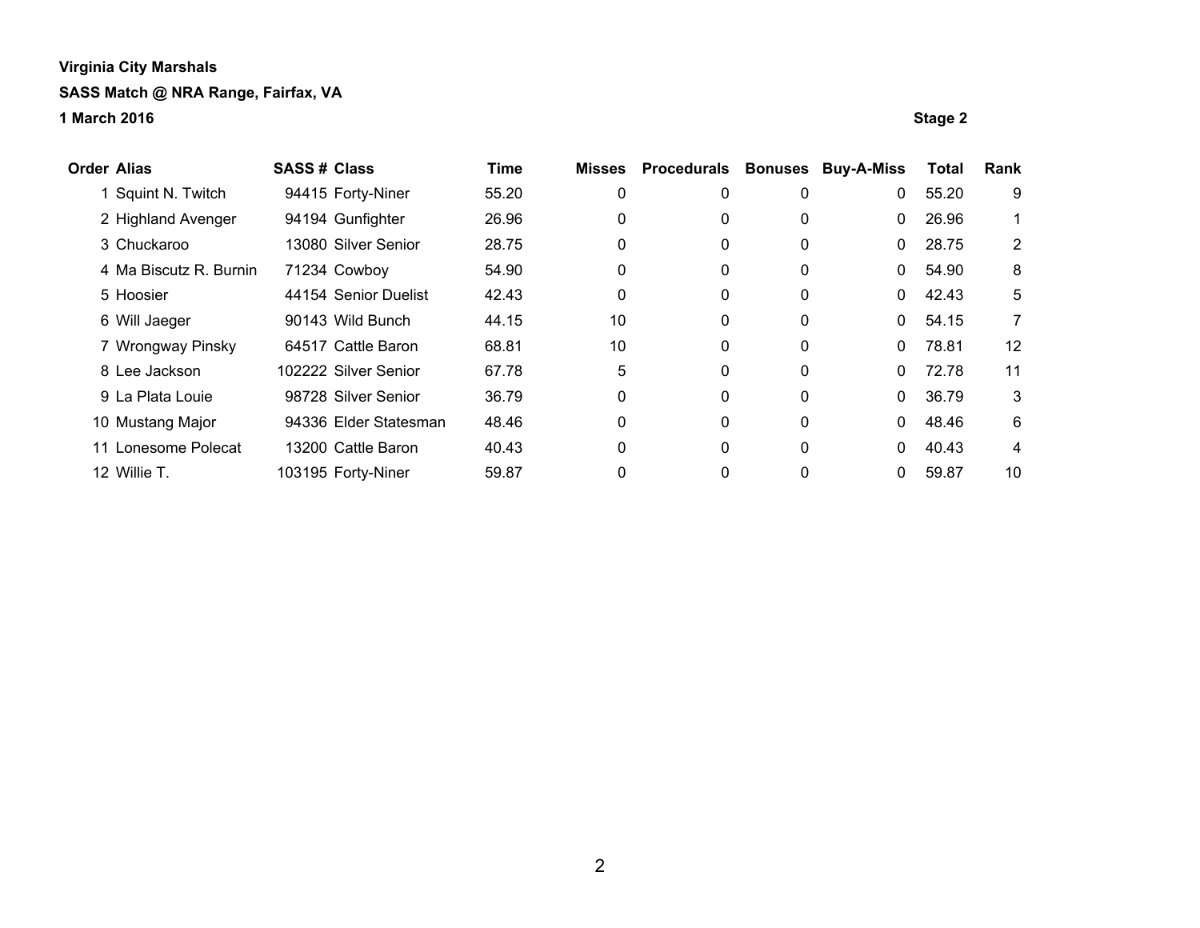**Virginia City Marshals**

**SASS Match @ NRA Range, Fairfax, VA**

**1 March 2016**

**Stage 2**

| Order | Alias | SASS # | Class | Time | Misses | Procedurals | Bonuses | Buy-A-Miss | Total | Rank |
|---|---|---|---|---|---|---|---|---|---|---|
| 1 | Squint N. Twitch | 94415 | Forty-Niner | 55.20 | 0 | 0 | 0 | 0 | 55.20 | 9 |
| 2 | Highland Avenger | 94194 | Gunfighter | 26.96 | 0 | 0 | 0 | 0 | 26.96 | 1 |
| 3 | Chuckaroo | 13080 | Silver Senior | 28.75 | 0 | 0 | 0 | 0 | 28.75 | 2 |
| 4 | Ma Biscutz R. Burnin | 71234 | Cowboy | 54.90 | 0 | 0 | 0 | 0 | 54.90 | 8 |
| 5 | Hoosier | 44154 | Senior Duelist | 42.43 | 0 | 0 | 0 | 0 | 42.43 | 5 |
| 6 | Will Jaeger | 90143 | Wild Bunch | 44.15 | 10 | 0 | 0 | 0 | 54.15 | 7 |
| 7 | Wrongway Pinsky | 64517 | Cattle Baron | 68.81 | 10 | 0 | 0 | 0 | 78.81 | 12 |
| 8 | Lee Jackson | 102222 | Silver Senior | 67.78 | 5 | 0 | 0 | 0 | 72.78 | 11 |
| 9 | La Plata Louie | 98728 | Silver Senior | 36.79 | 0 | 0 | 0 | 0 | 36.79 | 3 |
| 10 | Mustang Major | 94336 | Elder Statesman | 48.46 | 0 | 0 | 0 | 0 | 48.46 | 6 |
| 11 | Lonesome Polecat | 13200 | Cattle Baron | 40.43 | 0 | 0 | 0 | 0 | 40.43 | 4 |
| 12 | Willie T. | 103195 | Forty-Niner | 59.87 | 0 | 0 | 0 | 0 | 59.87 | 10 |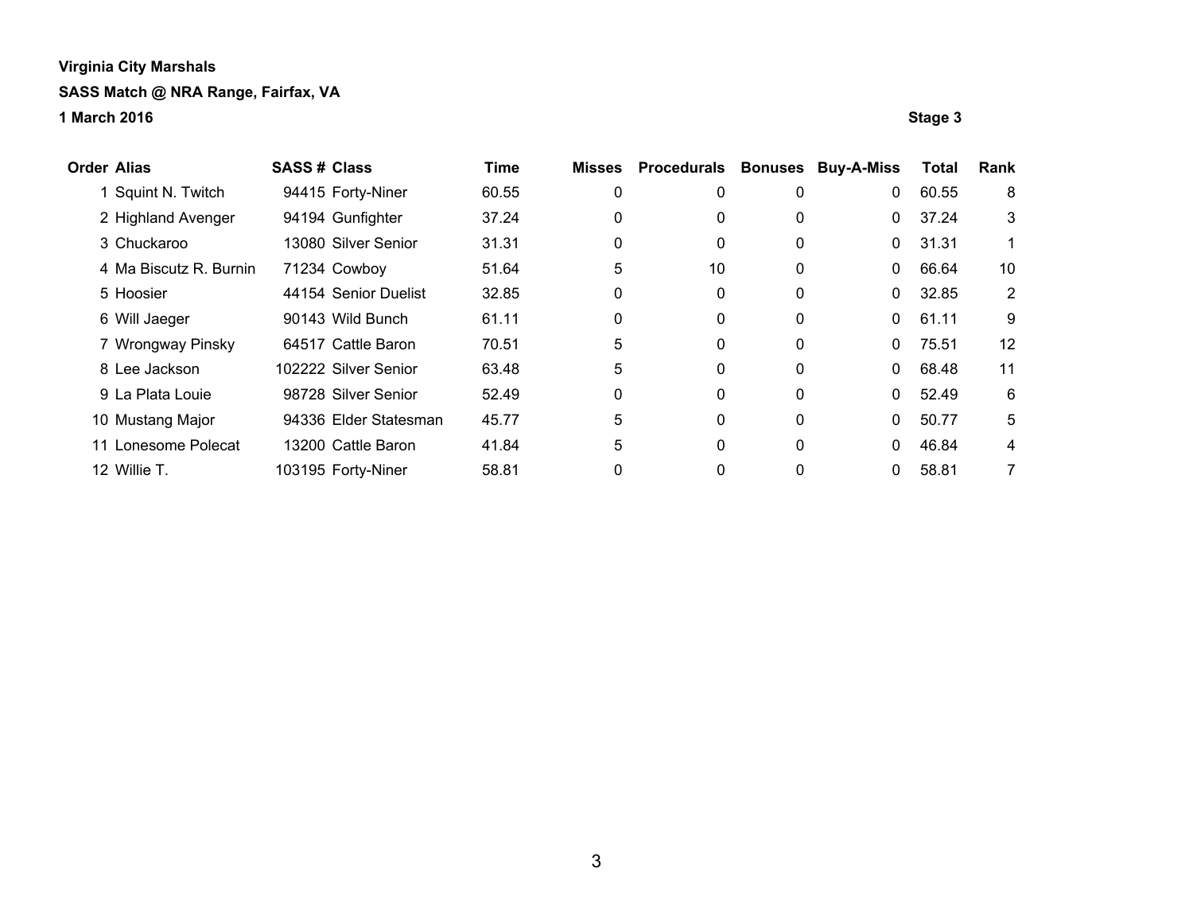**Virginia City Marshals**

**SASS Match @ NRA Range, Fairfax, VA**

**1 March 2016** **Stage 3**

| Order | Alias | SASS # | Class | Time | Misses | Procedurals | Bonuses | Buy-A-Miss | Total | Rank |
|---|---|---|---|---|---|---|---|---|---|---|
| 1 | Squint N. Twitch | 94415 | Forty-Niner | 60.55 | 0 | 0 | 0 | 0 | 60.55 | 8 |
| 2 | Highland Avenger | 94194 | Gunfighter | 37.24 | 0 | 0 | 0 | 0 | 37.24 | 3 |
| 3 | Chuckaroo | 13080 | Silver Senior | 31.31 | 0 | 0 | 0 | 0 | 31.31 | 1 |
| 4 | Ma Biscutz R. Burnin | 71234 | Cowboy | 51.64 | 5 | 10 | 0 | 0 | 66.64 | 10 |
| 5 | Hoosier | 44154 | Senior Duelist | 32.85 | 0 | 0 | 0 | 0 | 32.85 | 2 |
| 6 | Will Jaeger | 90143 | Wild Bunch | 61.11 | 0 | 0 | 0 | 0 | 61.11 | 9 |
| 7 | Wrongway Pinsky | 64517 | Cattle Baron | 70.51 | 5 | 0 | 0 | 0 | 75.51 | 12 |
| 8 | Lee Jackson | 102222 | Silver Senior | 63.48 | 5 | 0 | 0 | 0 | 68.48 | 11 |
| 9 | La Plata Louie | 98728 | Silver Senior | 52.49 | 0 | 0 | 0 | 0 | 52.49 | 6 |
| 10 | Mustang Major | 94336 | Elder Statesman | 45.77 | 5 | 0 | 0 | 0 | 50.77 | 5 |
| 11 | Lonesome Polecat | 13200 | Cattle Baron | 41.84 | 5 | 0 | 0 | 0 | 46.84 | 4 |
| 12 | Willie T. | 103195 | Forty-Niner | 58.81 | 0 | 0 | 0 | 0 | 58.81 | 7 |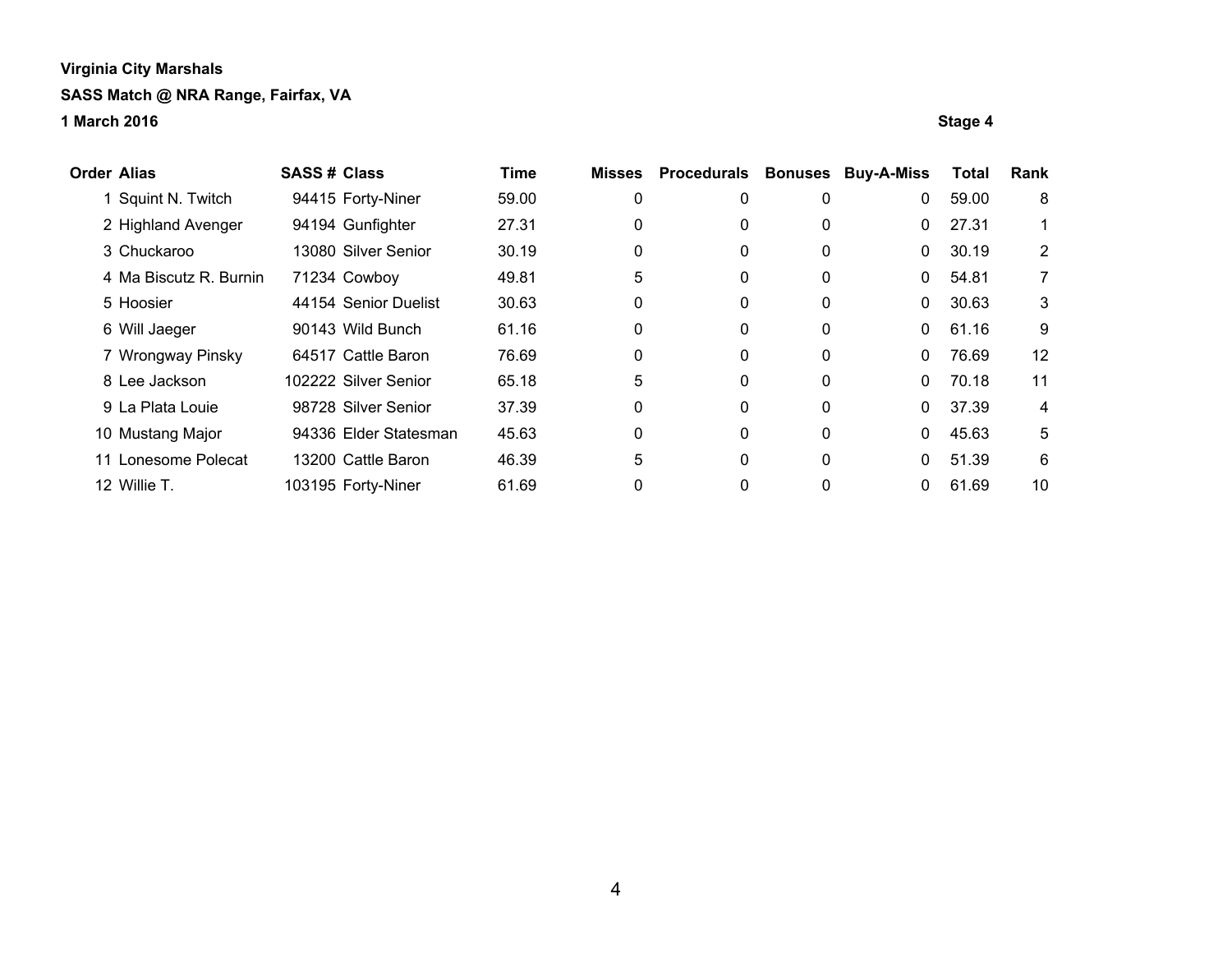**Virginia City Marshals**

**SASS Match @ NRA Range, Fairfax, VA**

**1 March 2016**

**Stage 4**

| Order | Alias | SASS # | Class | Time | Misses | Procedurals | Bonuses | Buy-A-Miss | Total | Rank |
|---|---|---|---|---|---|---|---|---|---|---|
| 1 | Squint N. Twitch | 94415 | Forty-Niner | 59.00 | 0 | 0 | 0 | 0 | 59.00 | 8 |
| 2 | Highland Avenger | 94194 | Gunfighter | 27.31 | 0 | 0 | 0 | 0 | 27.31 | 1 |
| 3 | Chuckaroo | 13080 | Silver Senior | 30.19 | 0 | 0 | 0 | 0 | 30.19 | 2 |
| 4 | Ma Biscutz R. Burnin | 71234 | Cowboy | 49.81 | 5 | 0 | 0 | 0 | 54.81 | 7 |
| 5 | Hoosier | 44154 | Senior Duelist | 30.63 | 0 | 0 | 0 | 0 | 30.63 | 3 |
| 6 | Will Jaeger | 90143 | Wild Bunch | 61.16 | 0 | 0 | 0 | 0 | 61.16 | 9 |
| 7 | Wrongway Pinsky | 64517 | Cattle Baron | 76.69 | 0 | 0 | 0 | 0 | 76.69 | 12 |
| 8 | Lee Jackson | 102222 | Silver Senior | 65.18 | 5 | 0 | 0 | 0 | 70.18 | 11 |
| 9 | La Plata Louie | 98728 | Silver Senior | 37.39 | 0 | 0 | 0 | 0 | 37.39 | 4 |
| 10 | Mustang Major | 94336 | Elder Statesman | 45.63 | 0 | 0 | 0 | 0 | 45.63 | 5 |
| 11 | Lonesome Polecat | 13200 | Cattle Baron | 46.39 | 5 | 0 | 0 | 0 | 51.39 | 6 |
| 12 | Willie T. | 103195 | Forty-Niner | 61.69 | 0 | 0 | 0 | 0 | 61.69 | 10 |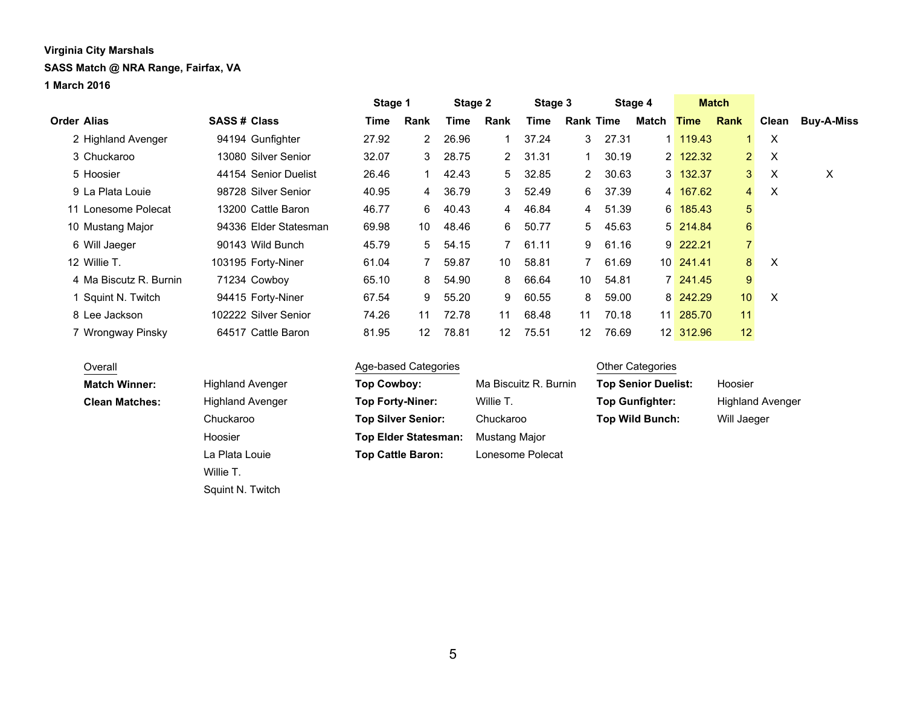**Virginia City Marshals**

**SASS Match @ NRA Range, Fairfax, VA**

**1 March 2016**

| | | | | Stage 1 | | Stage 2 | | Stage 3 | | Stage 4 | | Match | | | |
|---|---|---|---|---|---|---|---|---|---|---|---|---|---|---|---|
| **Order** | **Alias** | **SASS #** | **Class** | **Time** | **Rank** | **Time** | **Rank** | **Time** | **Rank** | **Time** | **Match** | **Time** | **Rank** | **Clean** | **Buy-A-Miss** |
| 2 | Highland Avenger | 94194 | Gunfighter | 27.92 | 2 | 26.96 | 1 | 37.24 | 3 | 27.31 | 1 | 119.43 | 1 | X | |
| 3 | Chuckaroo | 13080 | Silver Senior | 32.07 | 3 | 28.75 | 2 | 31.31 | 1 | 30.19 | 2 | 122.32 | 2 | X | |
| 5 | Hoosier | 44154 | Senior Duelist | 26.46 | 1 | 42.43 | 5 | 32.85 | 2 | 30.63 | 3 | 132.37 | 3 | X | X |
| 9 | La Plata Louie | 98728 | Silver Senior | 40.95 | 4 | 36.79 | 3 | 52.49 | 6 | 37.39 | 4 | 167.62 | 4 | X | |
| 11 | Lonesome Polecat | 13200 | Cattle Baron | 46.77 | 6 | 40.43 | 4 | 46.84 | 4 | 51.39 | 6 | 185.43 | 5 | | |
| 10 | Mustang Major | 94336 | Elder Statesman | 69.98 | 10 | 48.46 | 6 | 50.77 | 5 | 45.63 | 5 | 214.84 | 6 | | |
| 6 | Will Jaeger | 90143 | Wild Bunch | 45.79 | 5 | 54.15 | 7 | 61.11 | 9 | 61.16 | 9 | 222.21 | 7 | | |
| 12 | Willie T. | 103195 | Forty-Niner | 61.04 | 7 | 59.87 | 10 | 58.81 | 7 | 61.69 | 10 | 241.41 | 8 | X | |
| 4 | Ma Biscutz R. Burnin | 71234 | Cowboy | 65.10 | 8 | 54.90 | 8 | 66.64 | 10 | 54.81 | 7 | 241.45 | 9 | | |
| 1 | Squint N. Twitch | 94415 | Forty-Niner | 67.54 | 9 | 55.20 | 9 | 60.55 | 8 | 59.00 | 8 | 242.29 | 10 | X | |
| 8 | Lee Jackson | 102222 | Silver Senior | 74.26 | 11 | 72.78 | 11 | 68.48 | 11 | 70.18 | 11 | 285.70 | 11 | | |
| 7 | Wrongway Pinsky | 64517 | Cattle Baron | 81.95 | 12 | 78.81 | 12 | 75.51 | 12 | 76.69 | 12 | 312.96 | 12 | | |

Overall

**Match Winner:** Highland Avenger

**Clean Matches:** Highland Avenger, Chuckaroo, Hoosier, La Plata Louie, Willie T., Squint N. Twitch

Age-based Categories

**Top Cowboy:** Ma Biscuitz R. Burnin

**Top Forty-Niner:** Willie T.

**Top Silver Senior:** Chuckaroo

**Top Elder Statesman:** Mustang Major

**Top Cattle Baron:** Lonesome Polecat

Other Categories

**Top Senior Duelist:** Hoosier

**Top Gunfighter:** Highland Avenger

**Top Wild Bunch:** Will Jaeger